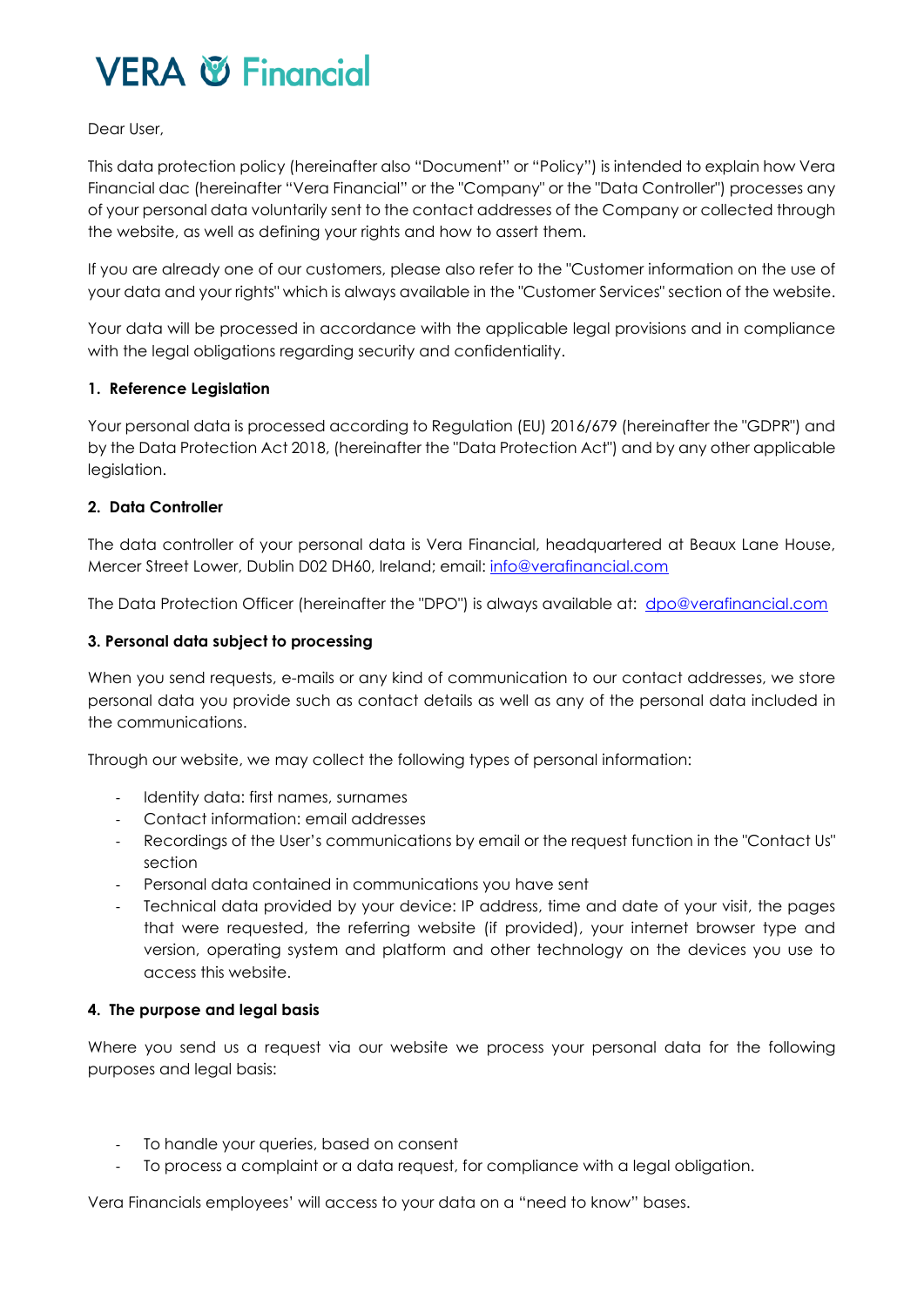# VERA Financial

Dear User,

This data protection policy (hereinafter also "Document" or "Policy") is intended to explain how Vera Financial dac (hereinafter "Vera Financial" or the "Company" or the "Data Controller") processes any of your personal data voluntarily sent to the contact addresses of the Company or collected through the website, as well as defining your rights and how to assert them.

If you are already one of our customers, please also refer to the "Customer information on the use of your data and your rights" which is always available in the "Customer Services" section of the website.

Your data will be processed in accordance with the applicable legal provisions and in compliance with the legal obligations regarding security and confidentiality.

**1. Reference Legislation**

Your personal data is processed according to Regulation (EU) 2016/679 (hereinafter the "GDPR") and by the Data Protection Act 2018, (hereinafter the "Data Protection Act") and by any other applicable legislation.

**2. Data Controller**

The data controller of your personal data is Vera Financial, headquartered at Beaux Lane House, Mercer Street Lower, Dublin D02 DH60, Ireland; email: info@verafinancial.com

The Data Protection Officer (hereinafter the "DPO") is always available at: dpo@verafinancial.com

**3. Personal data subject to processing**

When you send requests, e-mails or any kind of communication to our contact addresses, we store personal data you provide such as contact details as well as any of the personal data included in the communications.

Through our website, we may collect the following types of personal information:

- Identity data: first names, surnames
- Contact information: email addresses
- Recordings of the User's communications by email or the request function in the "Contact Us" section
- Personal data contained in communications you have sent
- Technical data provided by your device: IP address, time and date of your visit, the pages that were requested, the referring website (if provided), your internet browser type and version, operating system and platform and other technology on the devices you use to access this website.

**4. The purpose and legal basis**

Where you send us a request via our website we process your personal data for the following purposes and legal basis:

- To handle your queries, based on consent
- To process a complaint or a data request, for compliance with a legal obligation.

Vera Financials employees' will access to your data on a "need to know" bases.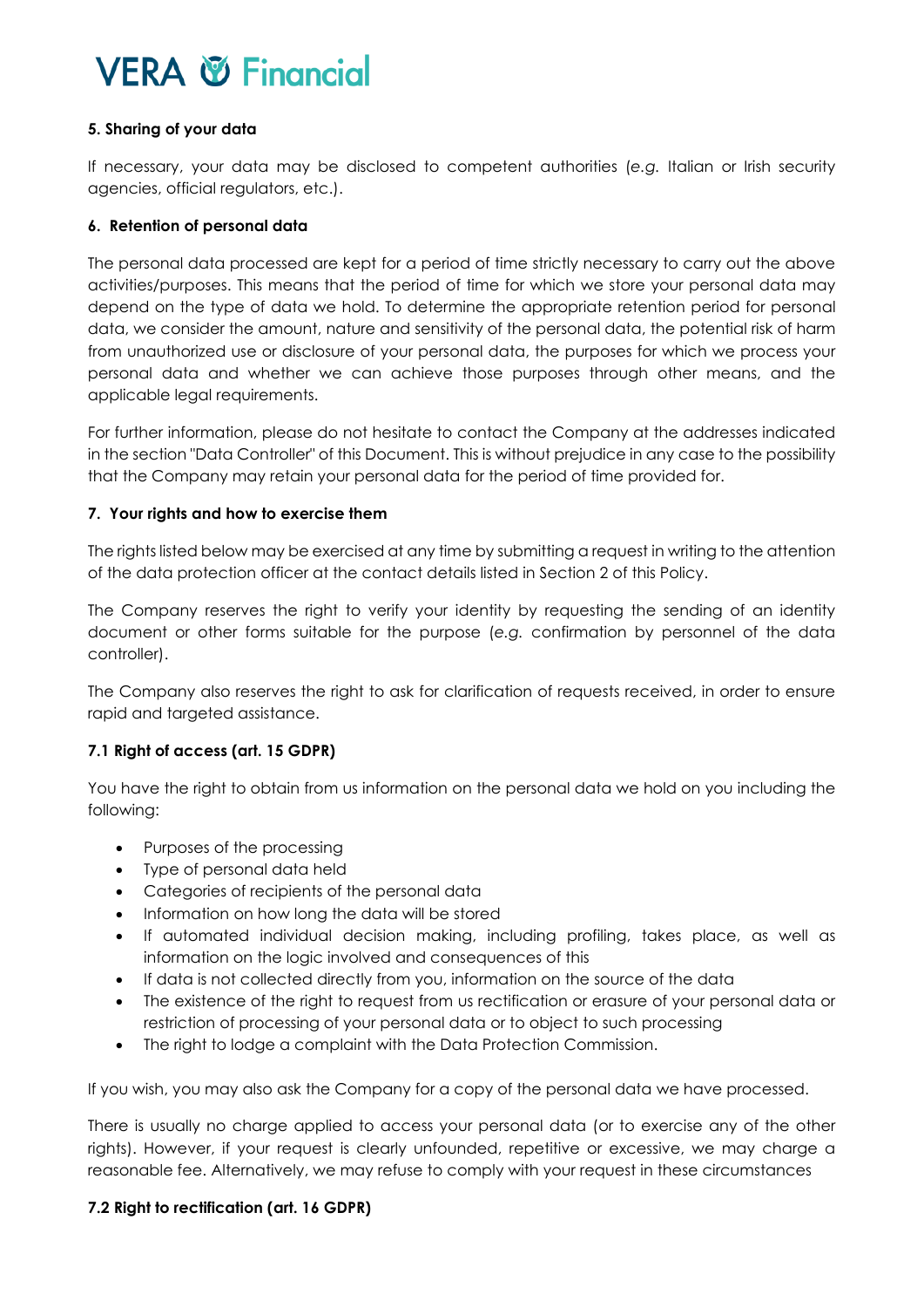### 5. Sharing of your data

If necessary, your data may be disclosed to competent authorities (*e.g.* Italian or Irish security agencies, official regulators, etc.).

### 6. Retention of personal data

The personal data processed are kept for a period of time strictly necessary to carry out the above activities/purposes. This means that the period of time for which we store your personal data may depend on the type of data we hold. To determine the appropriate retention period for personal data, we consider the amount, nature and sensitivity of the personal data, the potential risk of harm from unauthorized use or disclosure of your personal data, the purposes for which we process your personal data and whether we can achieve those purposes through other means, and the applicable legal requirements.

For further information, please do not hesitate to contact the Company at the addresses indicated in the section "Data Controller" of this Document. This is without prejudice in any case to the possibility that the Company may retain your personal data for the period of time provided for.

### 7. Your rights and how to exercise them

The rights listed below may be exercised at any time by submitting a request in writing to the attention of the data protection officer at the contact details listed in Section 2 of this Policy.

The Company reserves the right to verify your identity by requesting the sending of an identity document or other forms suitable for the purpose (*e.g.* confirmation by personnel of the data controller).

The Company also reserves the right to ask for clarification of requests received, in order to ensure rapid and targeted assistance.

#### 7.1 Right of access (art. 15 GDPR)

You have the right to obtain from us information on the personal data we hold on you including the following:

- Purposes of the processing
- Type of personal data held
- Categories of recipients of the personal data
- Information on how long the data will be stored
- If automated individual decision making, including profiling, takes place, as well as information on the logic involved and consequences of this
- If data is not collected directly from you, information on the source of the data
- The existence of the right to request from us rectification or erasure of your personal data or restriction of processing of your personal data or to object to such processing
- The right to lodge a complaint with the Data Protection Commission.

If you wish, you may also ask the Company for a copy of the personal data we have processed.

There is usually no charge applied to access your personal data (or to exercise any of the other rights). However, if your request is clearly unfounded, repetitive or excessive, we may charge a reasonable fee. Alternatively, we may refuse to comply with your request in these circumstances

#### 7.2 Right to rectification (art. 16 GDPR)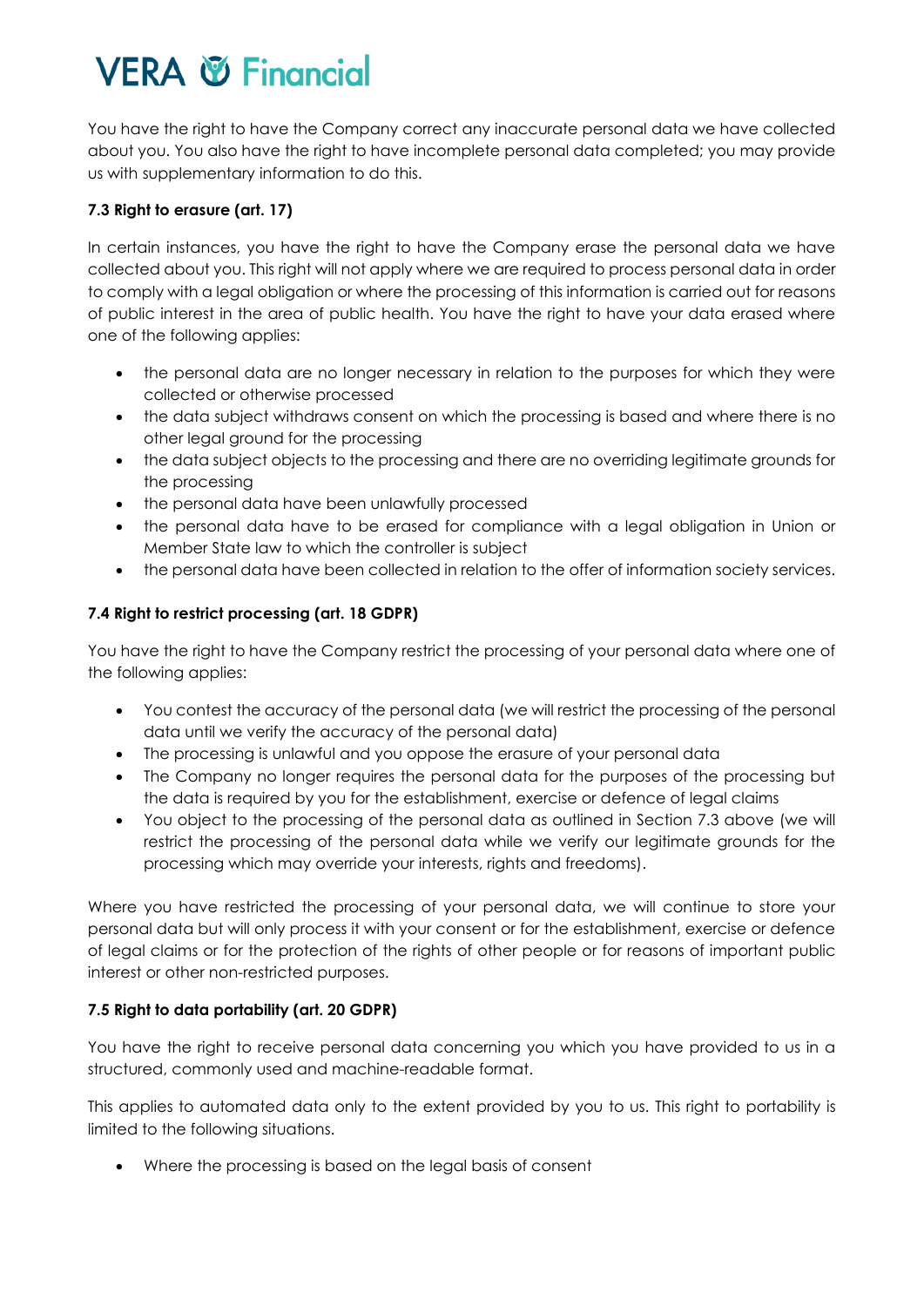You have the right to have the Company correct any inaccurate personal data we have collected about you. You also have the right to have incomplete personal data completed; you may provide us with supplementary information to do this.

### 7.3 Right to erasure (art. 17)

In certain instances, you have the right to have the Company erase the personal data we have collected about you. This right will not apply where we are required to process personal data in order to comply with a legal obligation or where the processing of this information is carried out for reasons of public interest in the area of public health. You have the right to have your data erased where one of the following applies:

- the personal data are no longer necessary in relation to the purposes for which they were collected or otherwise processed
- the data subject withdraws consent on which the processing is based and where there is no other legal ground for the processing
- the data subject objects to the processing and there are no overriding legitimate grounds for the processing
- the personal data have been unlawfully processed
- the personal data have to be erased for compliance with a legal obligation in Union or Member State law to which the controller is subject
- the personal data have been collected in relation to the offer of information society services.

### 7.4 Right to restrict processing (art. 18 GDPR)

You have the right to have the Company restrict the processing of your personal data where one of the following applies:

- You contest the accuracy of the personal data (we will restrict the processing of the personal data until we verify the accuracy of the personal data)
- The processing is unlawful and you oppose the erasure of your personal data
- The Company no longer requires the personal data for the purposes of the processing but the data is required by you for the establishment, exercise or defence of legal claims
- You object to the processing of the personal data as outlined in Section 7.3 above (we will restrict the processing of the personal data while we verify our legitimate grounds for the processing which may override your interests, rights and freedoms).

Where you have restricted the processing of your personal data, we will continue to store your personal data but will only process it with your consent or for the establishment, exercise or defence of legal claims or for the protection of the rights of other people or for reasons of important public interest or other non-restricted purposes.

### 7.5 Right to data portability (art. 20 GDPR)

You have the right to receive personal data concerning you which you have provided to us in a structured, commonly used and machine-readable format.

This applies to automated data only to the extent provided by you to us. This right to portability is limited to the following situations.

- Where the processing is based on the legal basis of consent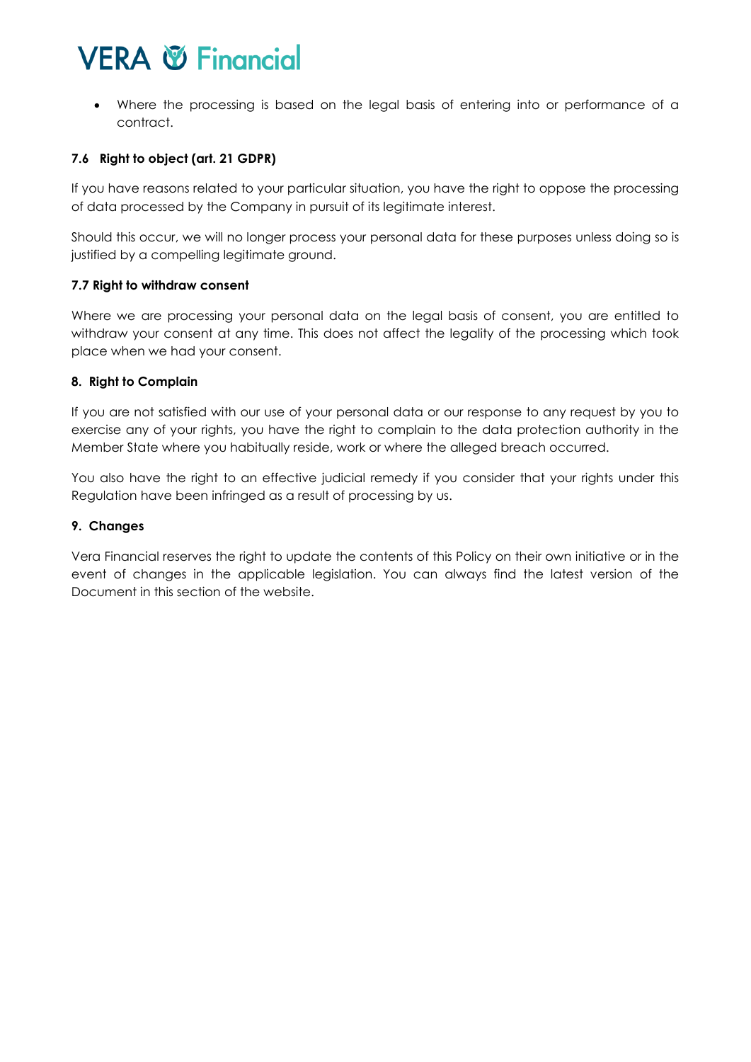- Where the processing is based on the legal basis of entering into or performance of a contract.

### 7.6 Right to object (art. 21 GDPR)

If you have reasons related to your particular situation, you have the right to oppose the processing of data processed by the Company in pursuit of its legitimate interest.

Should this occur, we will no longer process your personal data for these purposes unless doing so is justified by a compelling legitimate ground.

### 7.7 Right to withdraw consent

Where we are processing your personal data on the legal basis of consent, you are entitled to withdraw your consent at any time. This does not affect the legality of the processing which took place when we had your consent.

## 8. Right to Complain

If you are not satisfied with our use of your personal data or our response to any request by you to exercise any of your rights, you have the right to complain to the data protection authority in the Member State where you habitually reside, work or where the alleged breach occurred.

You also have the right to an effective judicial remedy if you consider that your rights under this Regulation have been infringed as a result of processing by us.

## 9. Changes

Vera Financial reserves the right to update the contents of this Policy on their own initiative or in the event of changes in the applicable legislation. You can always find the latest version of the Document in this section of the website.